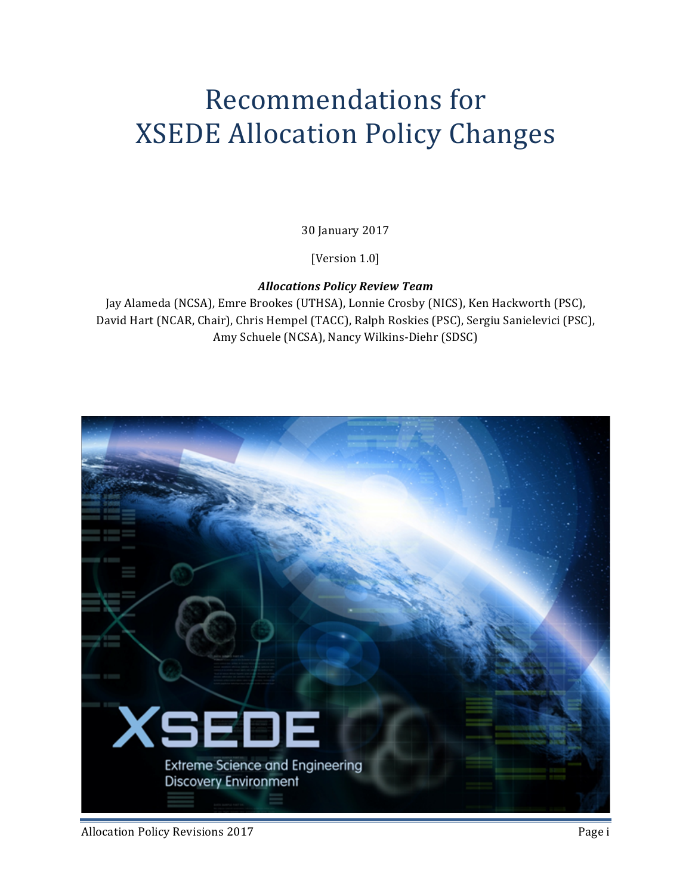# Recommendations for XSEDE Allocation Policy Changes

30 January 2017

[Version 1.0]

***Allocations Policy Review Team***

Jay Alameda (NCSA), Emre Brookes (UTHSA), Lonnie Crosby (NICS), Ken Hackworth (PSC), David Hart (NCAR, Chair), Chris Hempel (TACC), Ralph Roskies (PSC), Sergiu Sanielevici (PSC), Amy Schuele (NCSA), Nancy Wilkins-Diehr (SDSC)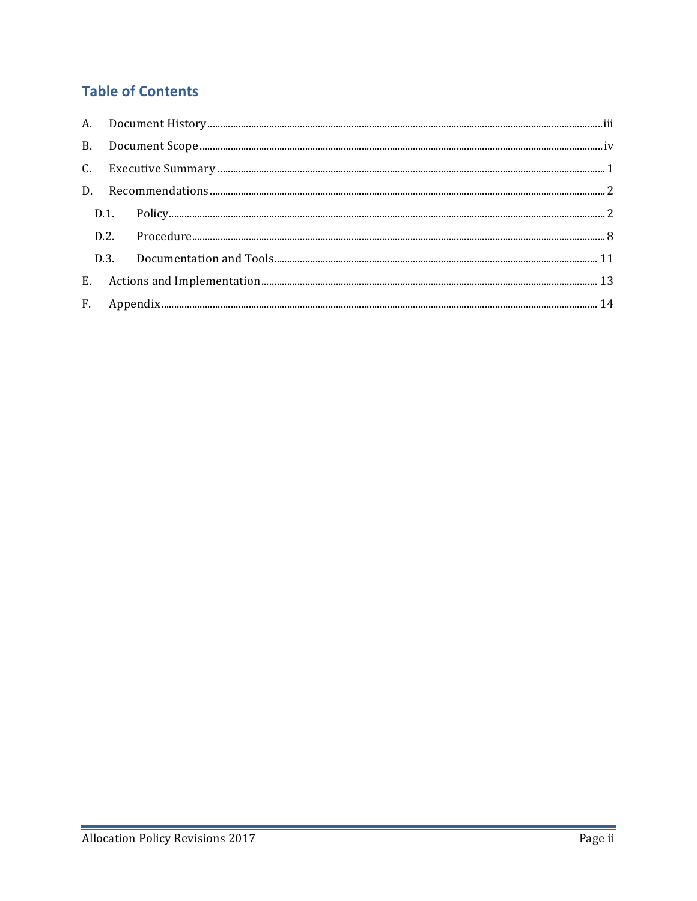## Table of Contents

A. Document History ........ iii

B. Document Scope ........ iv

C. Executive Summary ........ 1

D. Recommendations ........ 2

- D.1. Policy ........ 2
- D.2. Procedure ........ 8
- D.3. Documentation and Tools ........ 11

E. Actions and Implementation ........ 13

F. Appendix ........ 14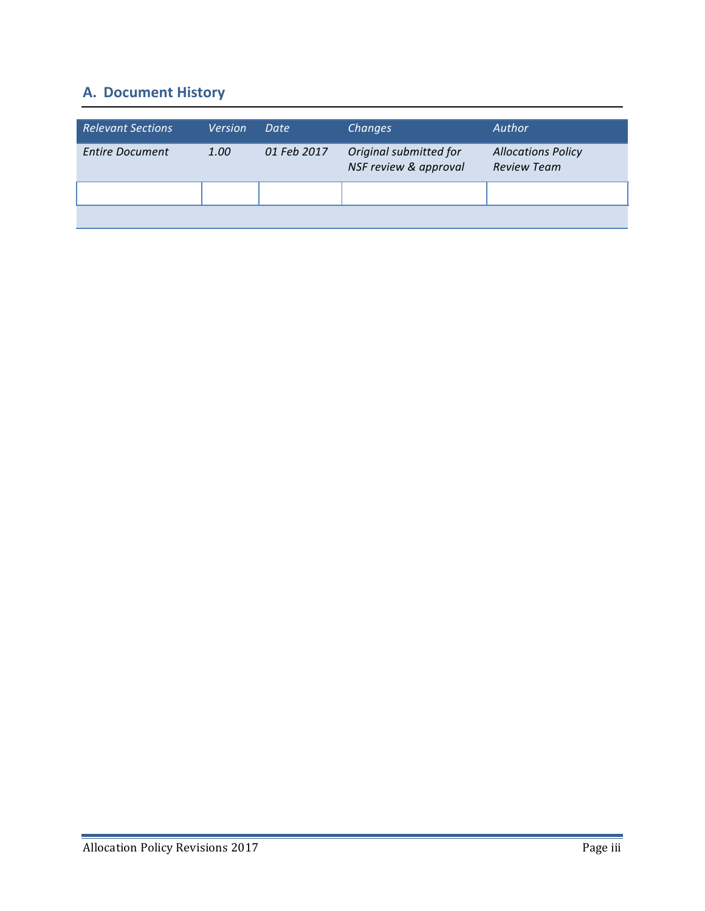## A. Document History

| *Relevant Sections* | *Version* | *Date* | *Changes* | *Author* |
|---|---|---|---|---|
| *Entire Document* | *1.00* | *01 Feb 2017* | *Original submitted for NSF review & approval* | *Allocations Policy Review Team* |
| | | | | |
| | | | | |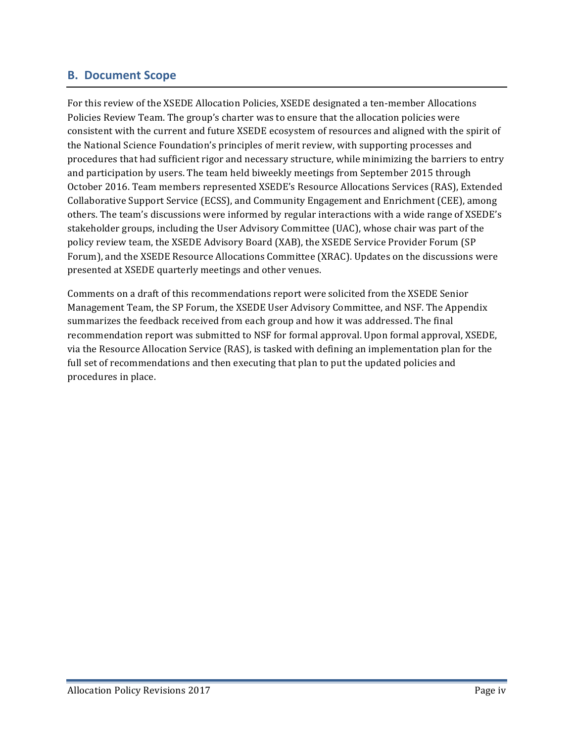## B. Document Scope

For this review of the XSEDE Allocation Policies, XSEDE designated a ten-member Allocations Policies Review Team. The group's charter was to ensure that the allocation policies were consistent with the current and future XSEDE ecosystem of resources and aligned with the spirit of the National Science Foundation's principles of merit review, with supporting processes and procedures that had sufficient rigor and necessary structure, while minimizing the barriers to entry and participation by users. The team held biweekly meetings from September 2015 through October 2016. Team members represented XSEDE's Resource Allocations Services (RAS), Extended Collaborative Support Service (ECSS), and Community Engagement and Enrichment (CEE), among others. The team's discussions were informed by regular interactions with a wide range of XSEDE's stakeholder groups, including the User Advisory Committee (UAC), whose chair was part of the policy review team, the XSEDE Advisory Board (XAB), the XSEDE Service Provider Forum (SP Forum), and the XSEDE Resource Allocations Committee (XRAC). Updates on the discussions were presented at XSEDE quarterly meetings and other venues.

Comments on a draft of this recommendations report were solicited from the XSEDE Senior Management Team, the SP Forum, the XSEDE User Advisory Committee, and NSF. The Appendix summarizes the feedback received from each group and how it was addressed. The final recommendation report was submitted to NSF for formal approval. Upon formal approval, XSEDE, via the Resource Allocation Service (RAS), is tasked with defining an implementation plan for the full set of recommendations and then executing that plan to put the updated policies and procedures in place.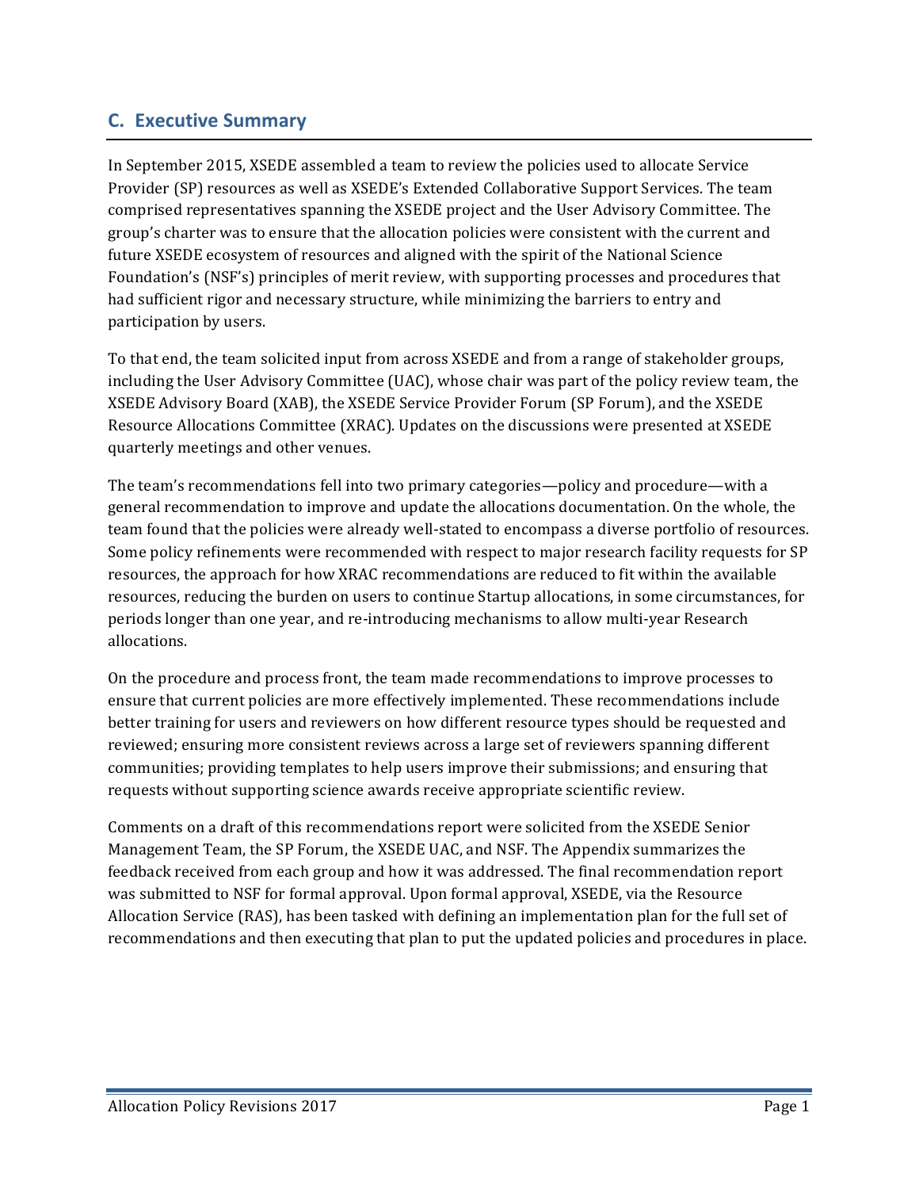## C. Executive Summary

In September 2015, XSEDE assembled a team to review the policies used to allocate Service Provider (SP) resources as well as XSEDE's Extended Collaborative Support Services. The team comprised representatives spanning the XSEDE project and the User Advisory Committee. The group's charter was to ensure that the allocation policies were consistent with the current and future XSEDE ecosystem of resources and aligned with the spirit of the National Science Foundation's (NSF's) principles of merit review, with supporting processes and procedures that had sufficient rigor and necessary structure, while minimizing the barriers to entry and participation by users.

To that end, the team solicited input from across XSEDE and from a range of stakeholder groups, including the User Advisory Committee (UAC), whose chair was part of the policy review team, the XSEDE Advisory Board (XAB), the XSEDE Service Provider Forum (SP Forum), and the XSEDE Resource Allocations Committee (XRAC). Updates on the discussions were presented at XSEDE quarterly meetings and other venues.

The team's recommendations fell into two primary categories—policy and procedure—with a general recommendation to improve and update the allocations documentation. On the whole, the team found that the policies were already well-stated to encompass a diverse portfolio of resources. Some policy refinements were recommended with respect to major research facility requests for SP resources, the approach for how XRAC recommendations are reduced to fit within the available resources, reducing the burden on users to continue Startup allocations, in some circumstances, for periods longer than one year, and re-introducing mechanisms to allow multi-year Research allocations.

On the procedure and process front, the team made recommendations to improve processes to ensure that current policies are more effectively implemented. These recommendations include better training for users and reviewers on how different resource types should be requested and reviewed; ensuring more consistent reviews across a large set of reviewers spanning different communities; providing templates to help users improve their submissions; and ensuring that requests without supporting science awards receive appropriate scientific review.

Comments on a draft of this recommendations report were solicited from the XSEDE Senior Management Team, the SP Forum, the XSEDE UAC, and NSF. The Appendix summarizes the feedback received from each group and how it was addressed. The final recommendation report was submitted to NSF for formal approval. Upon formal approval, XSEDE, via the Resource Allocation Service (RAS), has been tasked with defining an implementation plan for the full set of recommendations and then executing that plan to put the updated policies and procedures in place.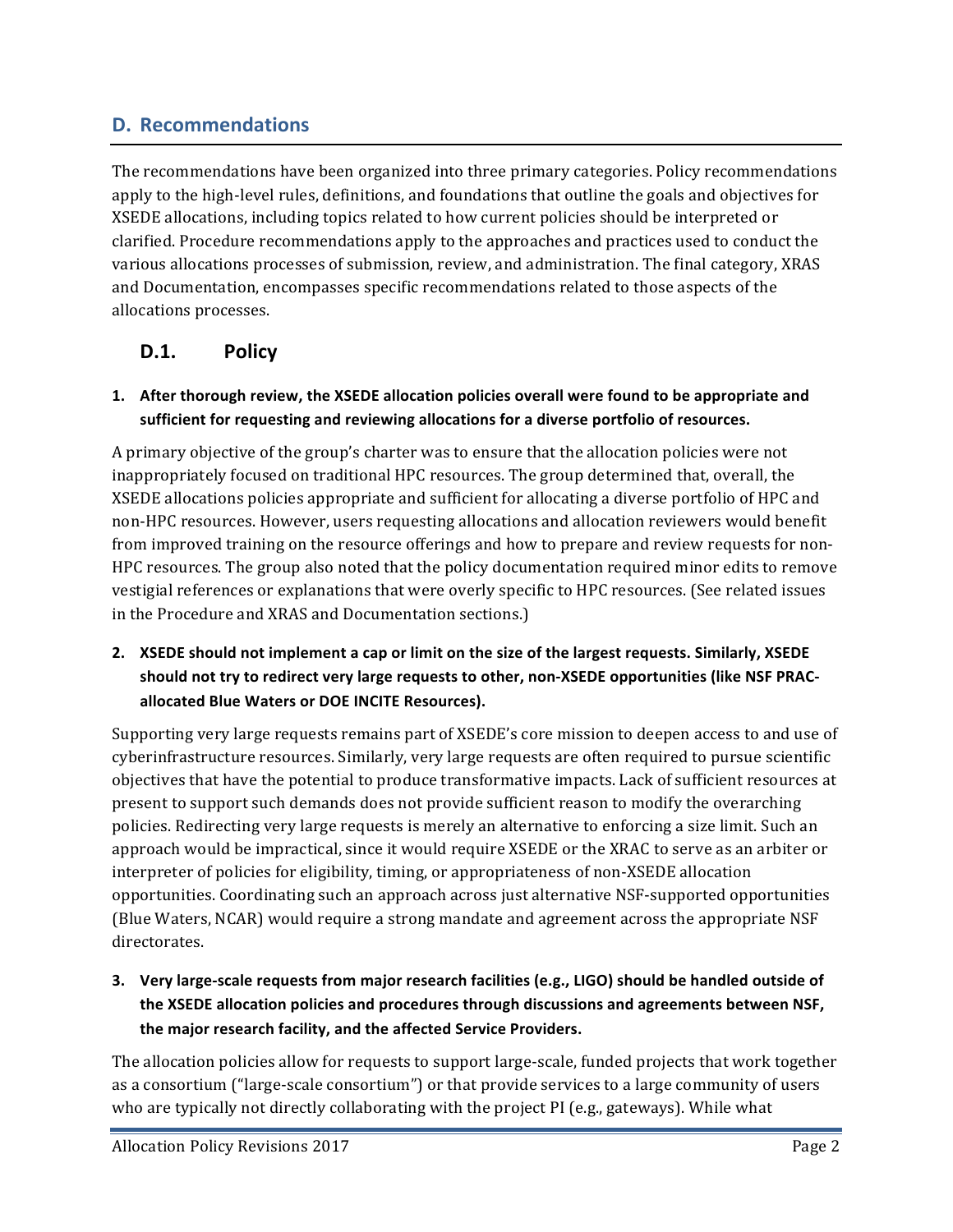## D. Recommendations

The recommendations have been organized into three primary categories. Policy recommendations apply to the high-level rules, definitions, and foundations that outline the goals and objectives for XSEDE allocations, including topics related to how current policies should be interpreted or clarified. Procedure recommendations apply to the approaches and practices used to conduct the various allocations processes of submission, review, and administration. The final category, XRAS and Documentation, encompasses specific recommendations related to those aspects of the allocations processes.

### D.1. Policy

1. **After thorough review, the XSEDE allocation policies overall were found to be appropriate and sufficient for requesting and reviewing allocations for a diverse portfolio of resources.**

A primary objective of the group's charter was to ensure that the allocation policies were not inappropriately focused on traditional HPC resources. The group determined that, overall, the XSEDE allocations policies appropriate and sufficient for allocating a diverse portfolio of HPC and non-HPC resources. However, users requesting allocations and allocation reviewers would benefit from improved training on the resource offerings and how to prepare and review requests for non-HPC resources. The group also noted that the policy documentation required minor edits to remove vestigial references or explanations that were overly specific to HPC resources. (See related issues in the Procedure and XRAS and Documentation sections.)

2. **XSEDE should not implement a cap or limit on the size of the largest requests. Similarly, XSEDE should not try to redirect very large requests to other, non-XSEDE opportunities (like NSF PRAC-allocated Blue Waters or DOE INCITE Resources).**

Supporting very large requests remains part of XSEDE's core mission to deepen access to and use of cyberinfrastructure resources. Similarly, very large requests are often required to pursue scientific objectives that have the potential to produce transformative impacts. Lack of sufficient resources at present to support such demands does not provide sufficient reason to modify the overarching policies. Redirecting very large requests is merely an alternative to enforcing a size limit. Such an approach would be impractical, since it would require XSEDE or the XRAC to serve as an arbiter or interpreter of policies for eligibility, timing, or appropriateness of non-XSEDE allocation opportunities. Coordinating such an approach across just alternative NSF-supported opportunities (Blue Waters, NCAR) would require a strong mandate and agreement across the appropriate NSF directorates.

3. **Very large-scale requests from major research facilities (e.g., LIGO) should be handled outside of the XSEDE allocation policies and procedures through discussions and agreements between NSF, the major research facility, and the affected Service Providers.**

The allocation policies allow for requests to support large-scale, funded projects that work together as a consortium ("large-scale consortium") or that provide services to a large community of users who are typically not directly collaborating with the project PI (e.g., gateways). While what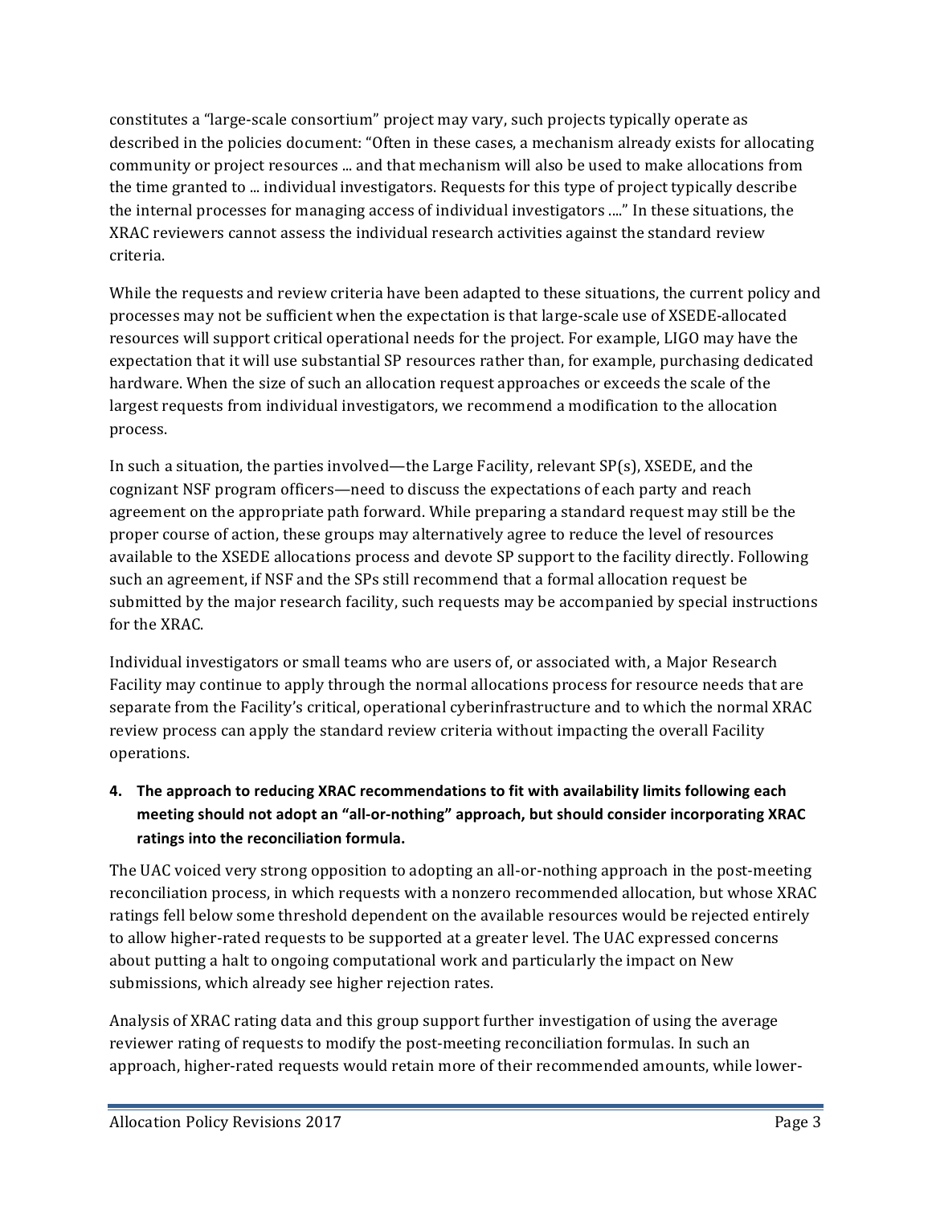constitutes a "large-scale consortium" project may vary, such projects typically operate as described in the policies document: "Often in these cases, a mechanism already exists for allocating community or project resources ... and that mechanism will also be used to make allocations from the time granted to ... individual investigators. Requests for this type of project typically describe the internal processes for managing access of individual investigators ...." In these situations, the XRAC reviewers cannot assess the individual research activities against the standard review criteria.

While the requests and review criteria have been adapted to these situations, the current policy and processes may not be sufficient when the expectation is that large-scale use of XSEDE-allocated resources will support critical operational needs for the project. For example, LIGO may have the expectation that it will use substantial SP resources rather than, for example, purchasing dedicated hardware. When the size of such an allocation request approaches or exceeds the scale of the largest requests from individual investigators, we recommend a modification to the allocation process.

In such a situation, the parties involved—the Large Facility, relevant SP(s), XSEDE, and the cognizant NSF program officers—need to discuss the expectations of each party and reach agreement on the appropriate path forward. While preparing a standard request may still be the proper course of action, these groups may alternatively agree to reduce the level of resources available to the XSEDE allocations process and devote SP support to the facility directly. Following such an agreement, if NSF and the SPs still recommend that a formal allocation request be submitted by the major research facility, such requests may be accompanied by special instructions for the XRAC.

Individual investigators or small teams who are users of, or associated with, a Major Research Facility may continue to apply through the normal allocations process for resource needs that are separate from the Facility's critical, operational cyberinfrastructure and to which the normal XRAC review process can apply the standard review criteria without impacting the overall Facility operations.

4. **The approach to reducing XRAC recommendations to fit with availability limits following each meeting should not adopt an "all-or-nothing" approach, but should consider incorporating XRAC ratings into the reconciliation formula.**

The UAC voiced very strong opposition to adopting an all-or-nothing approach in the post-meeting reconciliation process, in which requests with a nonzero recommended allocation, but whose XRAC ratings fell below some threshold dependent on the available resources would be rejected entirely to allow higher-rated requests to be supported at a greater level. The UAC expressed concerns about putting a halt to ongoing computational work and particularly the impact on New submissions, which already see higher rejection rates.

Analysis of XRAC rating data and this group support further investigation of using the average reviewer rating of requests to modify the post-meeting reconciliation formulas. In such an approach, higher-rated requests would retain more of their recommended amounts, while lower-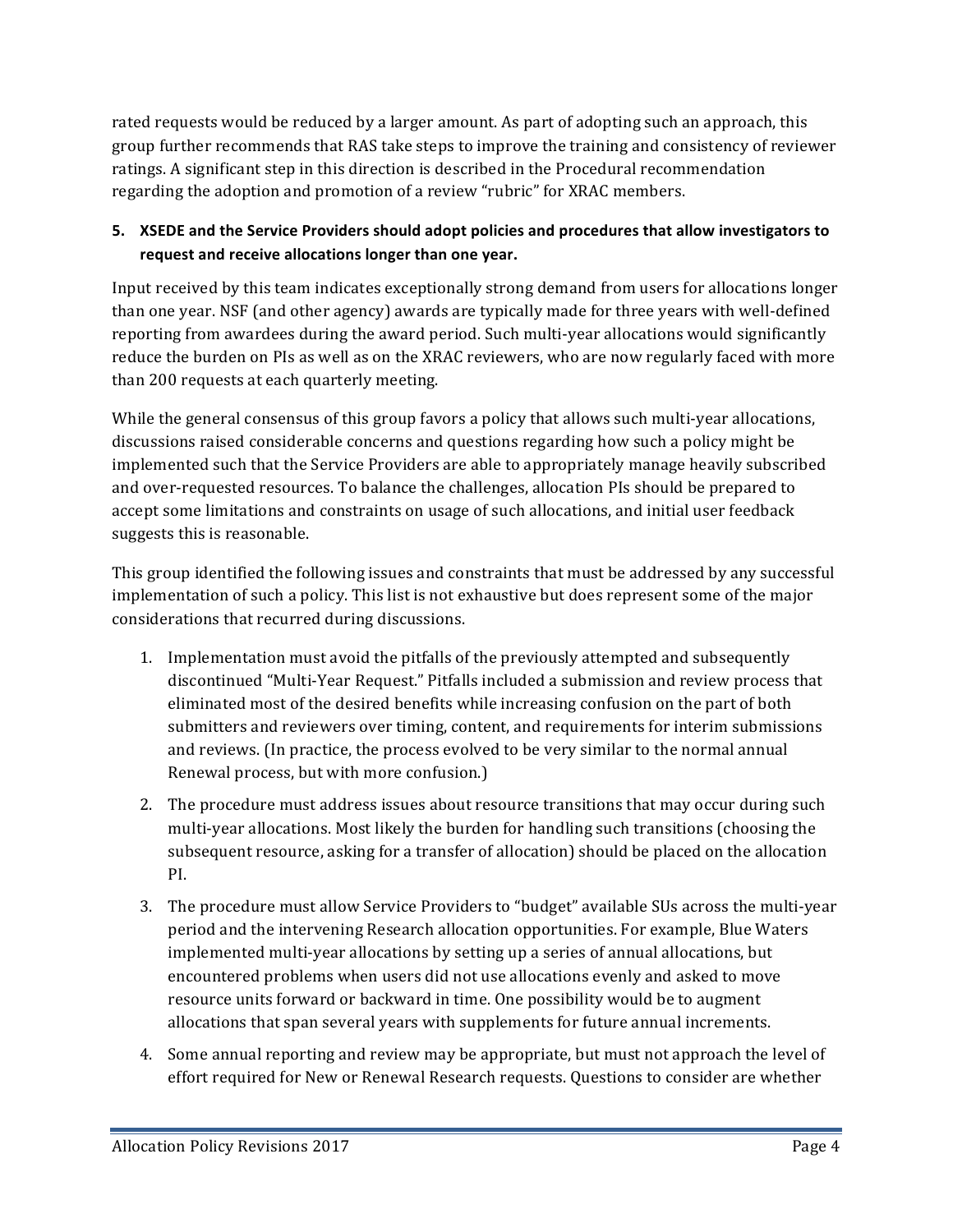rated requests would be reduced by a larger amount. As part of adopting such an approach, this group further recommends that RAS take steps to improve the training and consistency of reviewer ratings. A significant step in this direction is described in the Procedural recommendation regarding the adoption and promotion of a review "rubric" for XRAC members.

**5. XSEDE and the Service Providers should adopt policies and procedures that allow investigators to request and receive allocations longer than one year.**

Input received by this team indicates exceptionally strong demand from users for allocations longer than one year. NSF (and other agency) awards are typically made for three years with well-defined reporting from awardees during the award period. Such multi-year allocations would significantly reduce the burden on PIs as well as on the XRAC reviewers, who are now regularly faced with more than 200 requests at each quarterly meeting.

While the general consensus of this group favors a policy that allows such multi-year allocations, discussions raised considerable concerns and questions regarding how such a policy might be implemented such that the Service Providers are able to appropriately manage heavily subscribed and over-requested resources. To balance the challenges, allocation PIs should be prepared to accept some limitations and constraints on usage of such allocations, and initial user feedback suggests this is reasonable.

This group identified the following issues and constraints that must be addressed by any successful implementation of such a policy. This list is not exhaustive but does represent some of the major considerations that recurred during discussions.

1. Implementation must avoid the pitfalls of the previously attempted and subsequently discontinued "Multi-Year Request." Pitfalls included a submission and review process that eliminated most of the desired benefits while increasing confusion on the part of both submitters and reviewers over timing, content, and requirements for interim submissions and reviews. (In practice, the process evolved to be very similar to the normal annual Renewal process, but with more confusion.)
2. The procedure must address issues about resource transitions that may occur during such multi-year allocations. Most likely the burden for handling such transitions (choosing the subsequent resource, asking for a transfer of allocation) should be placed on the allocation PI.
3. The procedure must allow Service Providers to "budget" available SUs across the multi-year period and the intervening Research allocation opportunities. For example, Blue Waters implemented multi-year allocations by setting up a series of annual allocations, but encountered problems when users did not use allocations evenly and asked to move resource units forward or backward in time. One possibility would be to augment allocations that span several years with supplements for future annual increments.
4. Some annual reporting and review may be appropriate, but must not approach the level of effort required for New or Renewal Research requests. Questions to consider are whether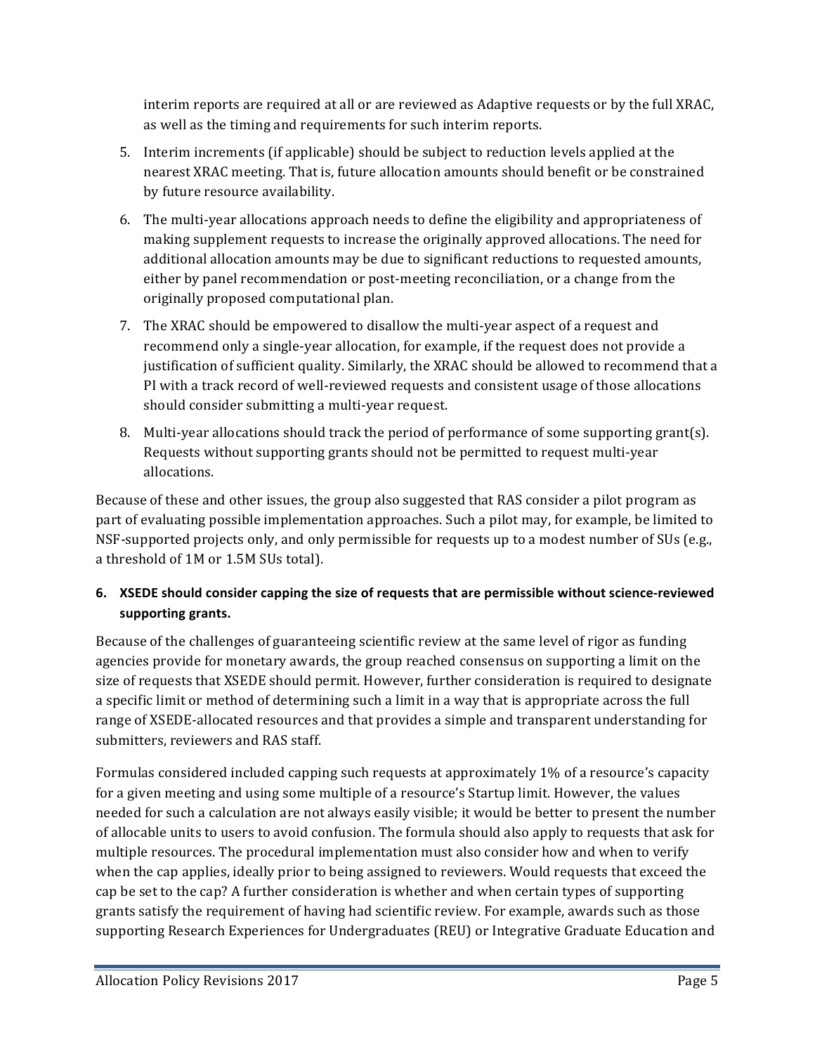interim reports are required at all or are reviewed as Adaptive requests or by the full XRAC, as well as the timing and requirements for such interim reports.

5. Interim increments (if applicable) should be subject to reduction levels applied at the nearest XRAC meeting. That is, future allocation amounts should benefit or be constrained by future resource availability.
6. The multi-year allocations approach needs to define the eligibility and appropriateness of making supplement requests to increase the originally approved allocations. The need for additional allocation amounts may be due to significant reductions to requested amounts, either by panel recommendation or post-meeting reconciliation, or a change from the originally proposed computational plan.
7. The XRAC should be empowered to disallow the multi-year aspect of a request and recommend only a single-year allocation, for example, if the request does not provide a justification of sufficient quality. Similarly, the XRAC should be allowed to recommend that a PI with a track record of well-reviewed requests and consistent usage of those allocations should consider submitting a multi-year request.
8. Multi-year allocations should track the period of performance of some supporting grant(s). Requests without supporting grants should not be permitted to request multi-year allocations.

Because of these and other issues, the group also suggested that RAS consider a pilot program as part of evaluating possible implementation approaches. Such a pilot may, for example, be limited to NSF-supported projects only, and only permissible for requests up to a modest number of SUs (e.g., a threshold of 1M or 1.5M SUs total).

**6. XSEDE should consider capping the size of requests that are permissible without science-reviewed supporting grants.**

Because of the challenges of guaranteeing scientific review at the same level of rigor as funding agencies provide for monetary awards, the group reached consensus on supporting a limit on the size of requests that XSEDE should permit. However, further consideration is required to designate a specific limit or method of determining such a limit in a way that is appropriate across the full range of XSEDE-allocated resources and that provides a simple and transparent understanding for submitters, reviewers and RAS staff.

Formulas considered included capping such requests at approximately 1% of a resource's capacity for a given meeting and using some multiple of a resource's Startup limit. However, the values needed for such a calculation are not always easily visible; it would be better to present the number of allocable units to users to avoid confusion. The formula should also apply to requests that ask for multiple resources. The procedural implementation must also consider how and when to verify when the cap applies, ideally prior to being assigned to reviewers. Would requests that exceed the cap be set to the cap? A further consideration is whether and when certain types of supporting grants satisfy the requirement of having had scientific review. For example, awards such as those supporting Research Experiences for Undergraduates (REU) or Integrative Graduate Education and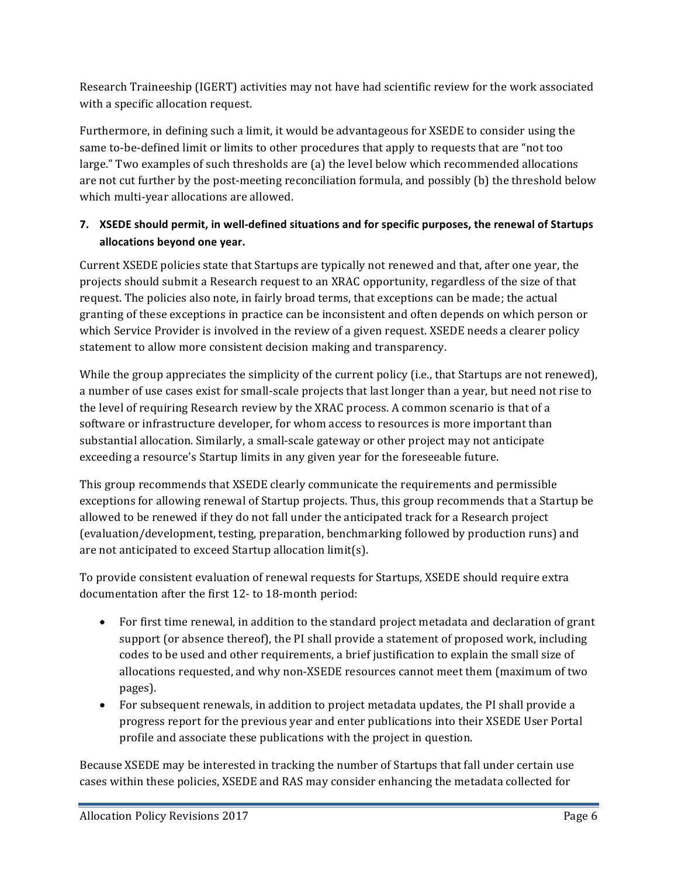Research Traineeship (IGERT) activities may not have had scientific review for the work associated with a specific allocation request.

Furthermore, in defining such a limit, it would be advantageous for XSEDE to consider using the same to-be-defined limit or limits to other procedures that apply to requests that are "not too large." Two examples of such thresholds are (a) the level below which recommended allocations are not cut further by the post-meeting reconciliation formula, and possibly (b) the threshold below which multi-year allocations are allowed.

**7. XSEDE should permit, in well-defined situations and for specific purposes, the renewal of Startups allocations beyond one year.**

Current XSEDE policies state that Startups are typically not renewed and that, after one year, the projects should submit a Research request to an XRAC opportunity, regardless of the size of that request. The policies also note, in fairly broad terms, that exceptions can be made; the actual granting of these exceptions in practice can be inconsistent and often depends on which person or which Service Provider is involved in the review of a given request. XSEDE needs a clearer policy statement to allow more consistent decision making and transparency.

While the group appreciates the simplicity of the current policy (i.e., that Startups are not renewed), a number of use cases exist for small-scale projects that last longer than a year, but need not rise to the level of requiring Research review by the XRAC process. A common scenario is that of a software or infrastructure developer, for whom access to resources is more important than substantial allocation. Similarly, a small-scale gateway or other project may not anticipate exceeding a resource's Startup limits in any given year for the foreseeable future.

This group recommends that XSEDE clearly communicate the requirements and permissible exceptions for allowing renewal of Startup projects. Thus, this group recommends that a Startup be allowed to be renewed if they do not fall under the anticipated track for a Research project (evaluation/development, testing, preparation, benchmarking followed by production runs) and are not anticipated to exceed Startup allocation limit(s).

To provide consistent evaluation of renewal requests for Startups, XSEDE should require extra documentation after the first 12- to 18-month period:

- For first time renewal, in addition to the standard project metadata and declaration of grant support (or absence thereof), the PI shall provide a statement of proposed work, including codes to be used and other requirements, a brief justification to explain the small size of allocations requested, and why non-XSEDE resources cannot meet them (maximum of two pages).
- For subsequent renewals, in addition to project metadata updates, the PI shall provide a progress report for the previous year and enter publications into their XSEDE User Portal profile and associate these publications with the project in question.

Because XSEDE may be interested in tracking the number of Startups that fall under certain use cases within these policies, XSEDE and RAS may consider enhancing the metadata collected for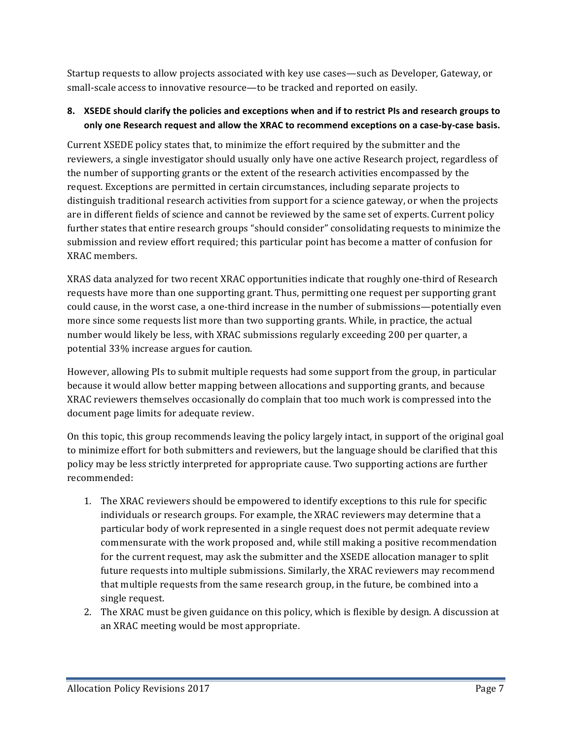Startup requests to allow projects associated with key use cases—such as Developer, Gateway, or small-scale access to innovative resource—to be tracked and reported on easily.

**8. XSEDE should clarify the policies and exceptions when and if to restrict PIs and research groups to only one Research request and allow the XRAC to recommend exceptions on a case-by-case basis.**

Current XSEDE policy states that, to minimize the effort required by the submitter and the reviewers, a single investigator should usually only have one active Research project, regardless of the number of supporting grants or the extent of the research activities encompassed by the request. Exceptions are permitted in certain circumstances, including separate projects to distinguish traditional research activities from support for a science gateway, or when the projects are in different fields of science and cannot be reviewed by the same set of experts. Current policy further states that entire research groups "should consider" consolidating requests to minimize the submission and review effort required; this particular point has become a matter of confusion for XRAC members.

XRAS data analyzed for two recent XRAC opportunities indicate that roughly one-third of Research requests have more than one supporting grant. Thus, permitting one request per supporting grant could cause, in the worst case, a one-third increase in the number of submissions—potentially even more since some requests list more than two supporting grants. While, in practice, the actual number would likely be less, with XRAC submissions regularly exceeding 200 per quarter, a potential 33% increase argues for caution.

However, allowing PIs to submit multiple requests had some support from the group, in particular because it would allow better mapping between allocations and supporting grants, and because XRAC reviewers themselves occasionally do complain that too much work is compressed into the document page limits for adequate review.

On this topic, this group recommends leaving the policy largely intact, in support of the original goal to minimize effort for both submitters and reviewers, but the language should be clarified that this policy may be less strictly interpreted for appropriate cause. Two supporting actions are further recommended:

1. The XRAC reviewers should be empowered to identify exceptions to this rule for specific individuals or research groups. For example, the XRAC reviewers may determine that a particular body of work represented in a single request does not permit adequate review commensurate with the work proposed and, while still making a positive recommendation for the current request, may ask the submitter and the XSEDE allocation manager to split future requests into multiple submissions. Similarly, the XRAC reviewers may recommend that multiple requests from the same research group, in the future, be combined into a single request.
2. The XRAC must be given guidance on this policy, which is flexible by design. A discussion at an XRAC meeting would be most appropriate.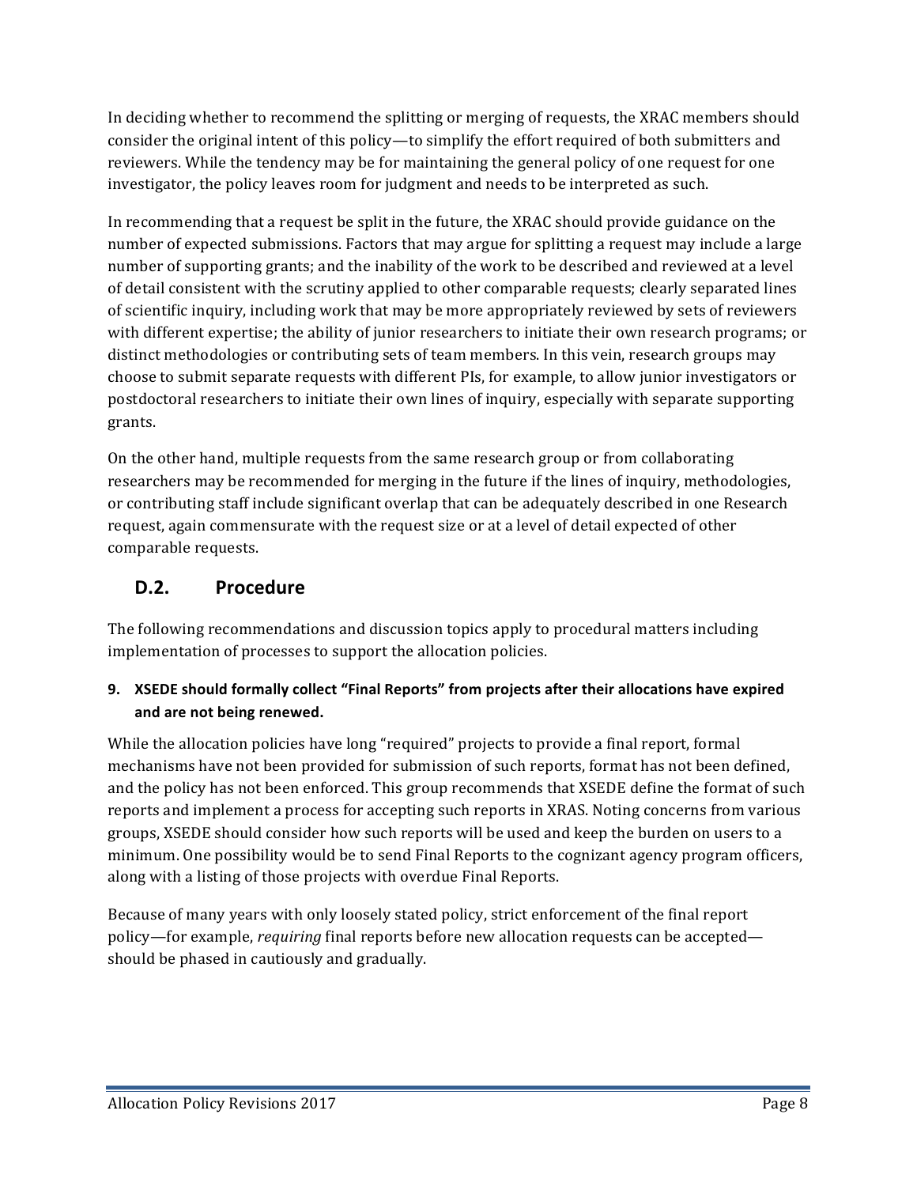In deciding whether to recommend the splitting or merging of requests, the XRAC members should consider the original intent of this policy—to simplify the effort required of both submitters and reviewers. While the tendency may be for maintaining the general policy of one request for one investigator, the policy leaves room for judgment and needs to be interpreted as such.

In recommending that a request be split in the future, the XRAC should provide guidance on the number of expected submissions. Factors that may argue for splitting a request may include a large number of supporting grants; and the inability of the work to be described and reviewed at a level of detail consistent with the scrutiny applied to other comparable requests; clearly separated lines of scientific inquiry, including work that may be more appropriately reviewed by sets of reviewers with different expertise; the ability of junior researchers to initiate their own research programs; or distinct methodologies or contributing sets of team members. In this vein, research groups may choose to submit separate requests with different PIs, for example, to allow junior investigators or postdoctoral researchers to initiate their own lines of inquiry, especially with separate supporting grants.

On the other hand, multiple requests from the same research group or from collaborating researchers may be recommended for merging in the future if the lines of inquiry, methodologies, or contributing staff include significant overlap that can be adequately described in one Research request, again commensurate with the request size or at a level of detail expected of other comparable requests.

## D.2. Procedure

The following recommendations and discussion topics apply to procedural matters including implementation of processes to support the allocation policies.

**9. XSEDE should formally collect "Final Reports" from projects after their allocations have expired and are not being renewed.**

While the allocation policies have long "required" projects to provide a final report, formal mechanisms have not been provided for submission of such reports, format has not been defined, and the policy has not been enforced. This group recommends that XSEDE define the format of such reports and implement a process for accepting such reports in XRAS. Noting concerns from various groups, XSEDE should consider how such reports will be used and keep the burden on users to a minimum. One possibility would be to send Final Reports to the cognizant agency program officers, along with a listing of those projects with overdue Final Reports.

Because of many years with only loosely stated policy, strict enforcement of the final report policy—for example, *requiring* final reports before new allocation requests can be accepted—should be phased in cautiously and gradually.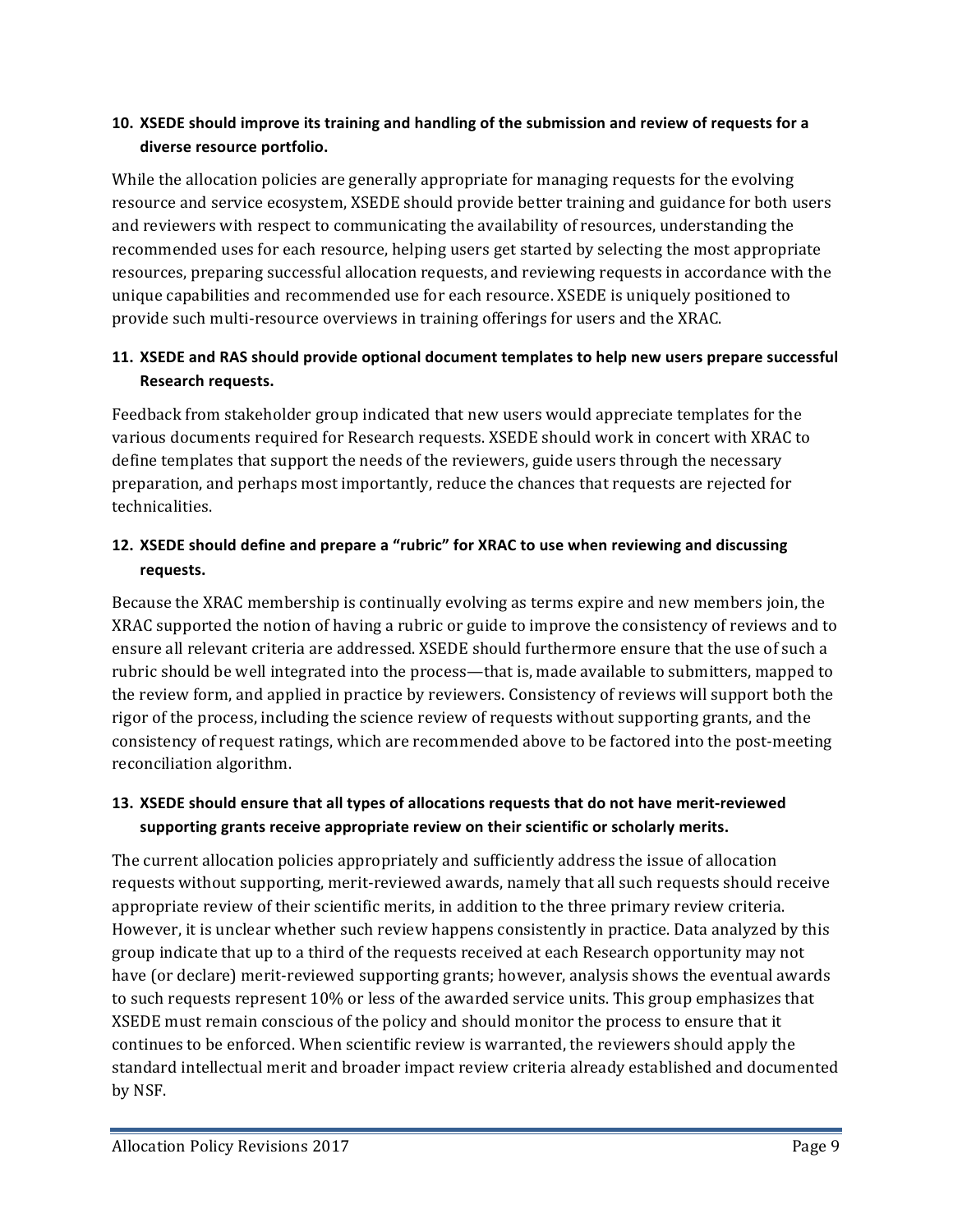**10. XSEDE should improve its training and handling of the submission and review of requests for a diverse resource portfolio.**

While the allocation policies are generally appropriate for managing requests for the evolving resource and service ecosystem, XSEDE should provide better training and guidance for both users and reviewers with respect to communicating the availability of resources, understanding the recommended uses for each resource, helping users get started by selecting the most appropriate resources, preparing successful allocation requests, and reviewing requests in accordance with the unique capabilities and recommended use for each resource. XSEDE is uniquely positioned to provide such multi-resource overviews in training offerings for users and the XRAC.

**11. XSEDE and RAS should provide optional document templates to help new users prepare successful Research requests.**

Feedback from stakeholder group indicated that new users would appreciate templates for the various documents required for Research requests. XSEDE should work in concert with XRAC to define templates that support the needs of the reviewers, guide users through the necessary preparation, and perhaps most importantly, reduce the chances that requests are rejected for technicalities.

**12. XSEDE should define and prepare a "rubric" for XRAC to use when reviewing and discussing requests.**

Because the XRAC membership is continually evolving as terms expire and new members join, the XRAC supported the notion of having a rubric or guide to improve the consistency of reviews and to ensure all relevant criteria are addressed. XSEDE should furthermore ensure that the use of such a rubric should be well integrated into the process—that is, made available to submitters, mapped to the review form, and applied in practice by reviewers. Consistency of reviews will support both the rigor of the process, including the science review of requests without supporting grants, and the consistency of request ratings, which are recommended above to be factored into the post-meeting reconciliation algorithm.

**13. XSEDE should ensure that all types of allocations requests that do not have merit-reviewed supporting grants receive appropriate review on their scientific or scholarly merits.**

The current allocation policies appropriately and sufficiently address the issue of allocation requests without supporting, merit-reviewed awards, namely that all such requests should receive appropriate review of their scientific merits, in addition to the three primary review criteria. However, it is unclear whether such review happens consistently in practice. Data analyzed by this group indicate that up to a third of the requests received at each Research opportunity may not have (or declare) merit-reviewed supporting grants; however, analysis shows the eventual awards to such requests represent 10% or less of the awarded service units. This group emphasizes that XSEDE must remain conscious of the policy and should monitor the process to ensure that it continues to be enforced. When scientific review is warranted, the reviewers should apply the standard intellectual merit and broader impact review criteria already established and documented by NSF.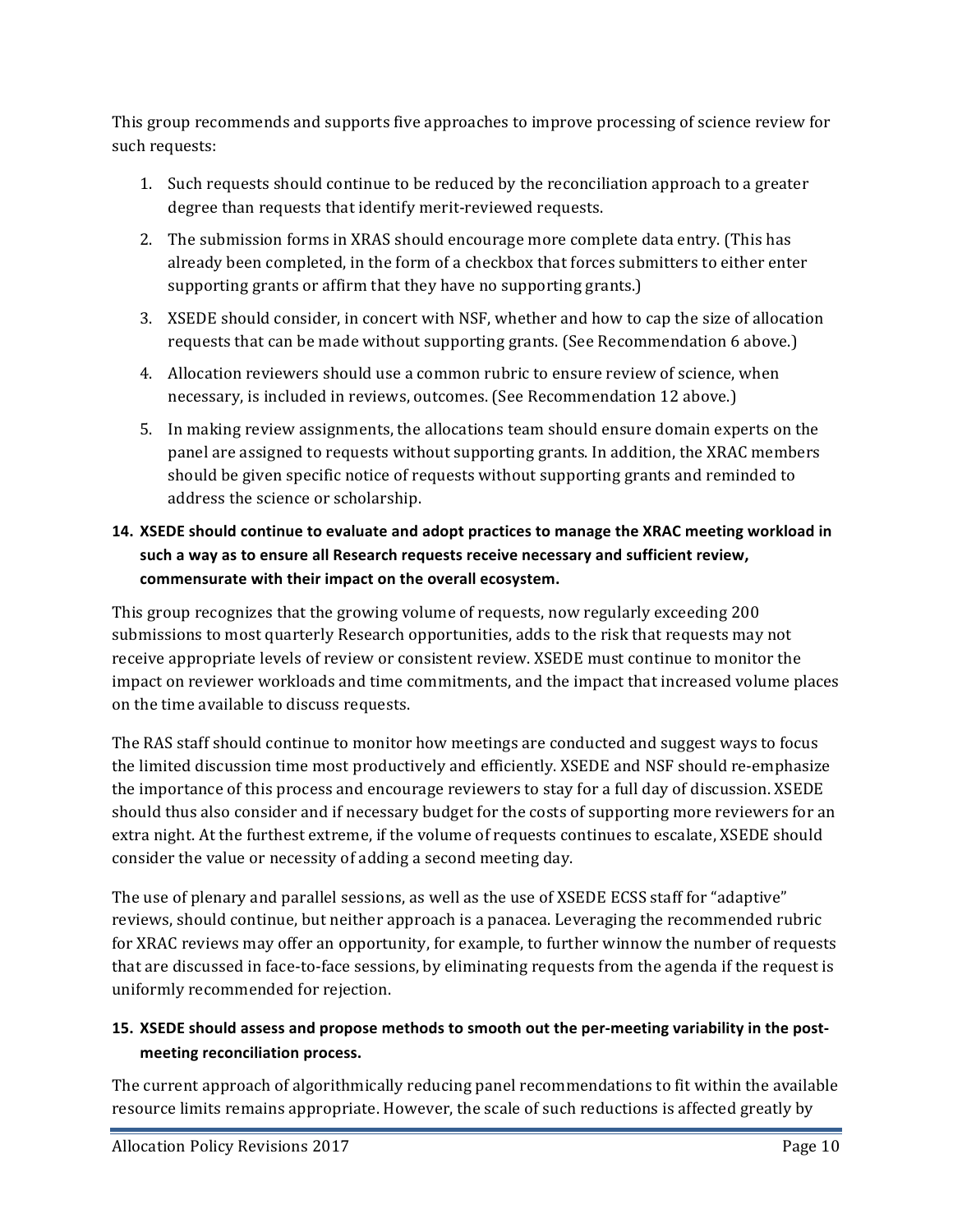This group recommends and supports five approaches to improve processing of science review for such requests:

1. Such requests should continue to be reduced by the reconciliation approach to a greater degree than requests that identify merit-reviewed requests.
2. The submission forms in XRAS should encourage more complete data entry. (This has already been completed, in the form of a checkbox that forces submitters to either enter supporting grants or affirm that they have no supporting grants.)
3. XSEDE should consider, in concert with NSF, whether and how to cap the size of allocation requests that can be made without supporting grants. (See Recommendation 6 above.)
4. Allocation reviewers should use a common rubric to ensure review of science, when necessary, is included in reviews, outcomes. (See Recommendation 12 above.)
5. In making review assignments, the allocations team should ensure domain experts on the panel are assigned to requests without supporting grants. In addition, the XRAC members should be given specific notice of requests without supporting grants and reminded to address the science or scholarship.

**14. XSEDE should continue to evaluate and adopt practices to manage the XRAC meeting workload in such a way as to ensure all Research requests receive necessary and sufficient review, commensurate with their impact on the overall ecosystem.**

This group recognizes that the growing volume of requests, now regularly exceeding 200 submissions to most quarterly Research opportunities, adds to the risk that requests may not receive appropriate levels of review or consistent review. XSEDE must continue to monitor the impact on reviewer workloads and time commitments, and the impact that increased volume places on the time available to discuss requests.

The RAS staff should continue to monitor how meetings are conducted and suggest ways to focus the limited discussion time most productively and efficiently. XSEDE and NSF should re-emphasize the importance of this process and encourage reviewers to stay for a full day of discussion. XSEDE should thus also consider and if necessary budget for the costs of supporting more reviewers for an extra night. At the furthest extreme, if the volume of requests continues to escalate, XSEDE should consider the value or necessity of adding a second meeting day.

The use of plenary and parallel sessions, as well as the use of XSEDE ECSS staff for "adaptive" reviews, should continue, but neither approach is a panacea. Leveraging the recommended rubric for XRAC reviews may offer an opportunity, for example, to further winnow the number of requests that are discussed in face-to-face sessions, by eliminating requests from the agenda if the request is uniformly recommended for rejection.

**15. XSEDE should assess and propose methods to smooth out the per-meeting variability in the post-meeting reconciliation process.**

The current approach of algorithmically reducing panel recommendations to fit within the available resource limits remains appropriate. However, the scale of such reductions is affected greatly by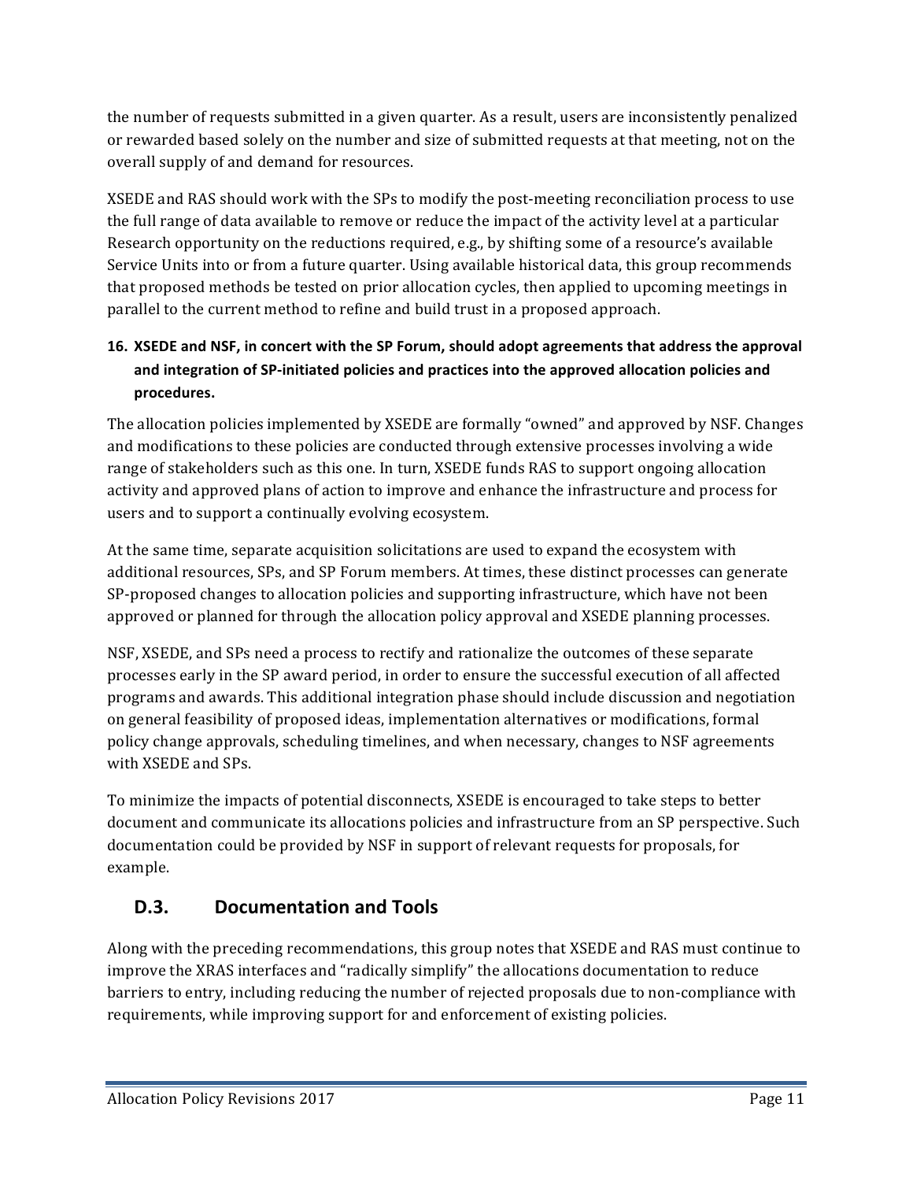the number of requests submitted in a given quarter. As a result, users are inconsistently penalized or rewarded based solely on the number and size of submitted requests at that meeting, not on the overall supply of and demand for resources.

XSEDE and RAS should work with the SPs to modify the post-meeting reconciliation process to use the full range of data available to remove or reduce the impact of the activity level at a particular Research opportunity on the reductions required, e.g., by shifting some of a resource's available Service Units into or from a future quarter. Using available historical data, this group recommends that proposed methods be tested on prior allocation cycles, then applied to upcoming meetings in parallel to the current method to refine and build trust in a proposed approach.

16. **XSEDE and NSF, in concert with the SP Forum, should adopt agreements that address the approval and integration of SP-initiated policies and practices into the approved allocation policies and procedures.**

The allocation policies implemented by XSEDE are formally "owned" and approved by NSF. Changes and modifications to these policies are conducted through extensive processes involving a wide range of stakeholders such as this one. In turn, XSEDE funds RAS to support ongoing allocation activity and approved plans of action to improve and enhance the infrastructure and process for users and to support a continually evolving ecosystem.

At the same time, separate acquisition solicitations are used to expand the ecosystem with additional resources, SPs, and SP Forum members. At times, these distinct processes can generate SP-proposed changes to allocation policies and supporting infrastructure, which have not been approved or planned for through the allocation policy approval and XSEDE planning processes.

NSF, XSEDE, and SPs need a process to rectify and rationalize the outcomes of these separate processes early in the SP award period, in order to ensure the successful execution of all affected programs and awards. This additional integration phase should include discussion and negotiation on general feasibility of proposed ideas, implementation alternatives or modifications, formal policy change approvals, scheduling timelines, and when necessary, changes to NSF agreements with XSEDE and SPs.

To minimize the impacts of potential disconnects, XSEDE is encouraged to take steps to better document and communicate its allocations policies and infrastructure from an SP perspective. Such documentation could be provided by NSF in support of relevant requests for proposals, for example.

## D.3. Documentation and Tools

Along with the preceding recommendations, this group notes that XSEDE and RAS must continue to improve the XRAS interfaces and "radically simplify" the allocations documentation to reduce barriers to entry, including reducing the number of rejected proposals due to non-compliance with requirements, while improving support for and enforcement of existing policies.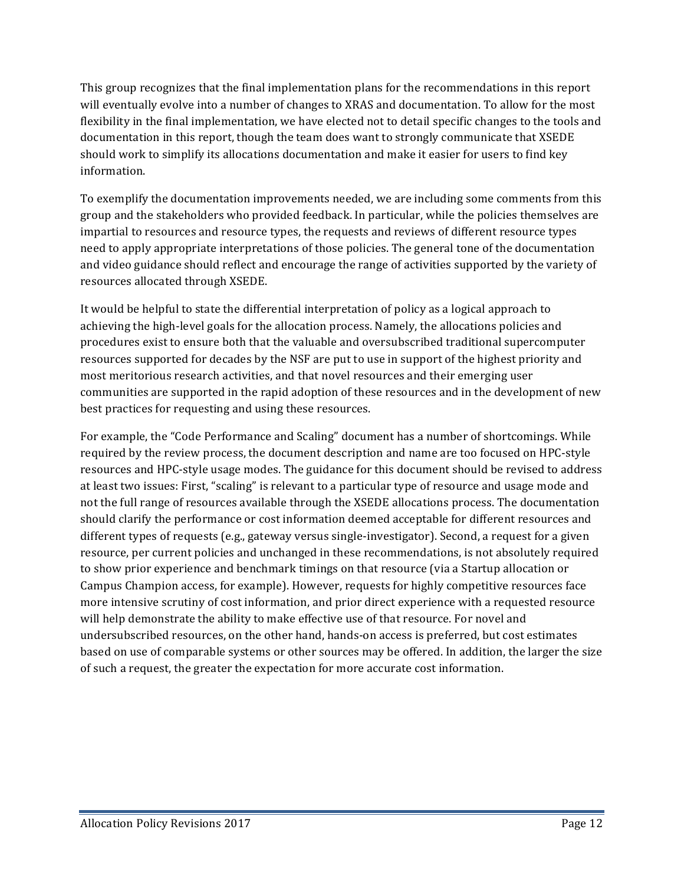This group recognizes that the final implementation plans for the recommendations in this report will eventually evolve into a number of changes to XRAS and documentation. To allow for the most flexibility in the final implementation, we have elected not to detail specific changes to the tools and documentation in this report, though the team does want to strongly communicate that XSEDE should work to simplify its allocations documentation and make it easier for users to find key information.

To exemplify the documentation improvements needed, we are including some comments from this group and the stakeholders who provided feedback. In particular, while the policies themselves are impartial to resources and resource types, the requests and reviews of different resource types need to apply appropriate interpretations of those policies. The general tone of the documentation and video guidance should reflect and encourage the range of activities supported by the variety of resources allocated through XSEDE.

It would be helpful to state the differential interpretation of policy as a logical approach to achieving the high-level goals for the allocation process. Namely, the allocations policies and procedures exist to ensure both that the valuable and oversubscribed traditional supercomputer resources supported for decades by the NSF are put to use in support of the highest priority and most meritorious research activities, and that novel resources and their emerging user communities are supported in the rapid adoption of these resources and in the development of new best practices for requesting and using these resources.

For example, the "Code Performance and Scaling" document has a number of shortcomings. While required by the review process, the document description and name are too focused on HPC-style resources and HPC-style usage modes. The guidance for this document should be revised to address at least two issues: First, "scaling" is relevant to a particular type of resource and usage mode and not the full range of resources available through the XSEDE allocations process. The documentation should clarify the performance or cost information deemed acceptable for different resources and different types of requests (e.g., gateway versus single-investigator). Second, a request for a given resource, per current policies and unchanged in these recommendations, is not absolutely required to show prior experience and benchmark timings on that resource (via a Startup allocation or Campus Champion access, for example). However, requests for highly competitive resources face more intensive scrutiny of cost information, and prior direct experience with a requested resource will help demonstrate the ability to make effective use of that resource. For novel and undersubscribed resources, on the other hand, hands-on access is preferred, but cost estimates based on use of comparable systems or other sources may be offered. In addition, the larger the size of such a request, the greater the expectation for more accurate cost information.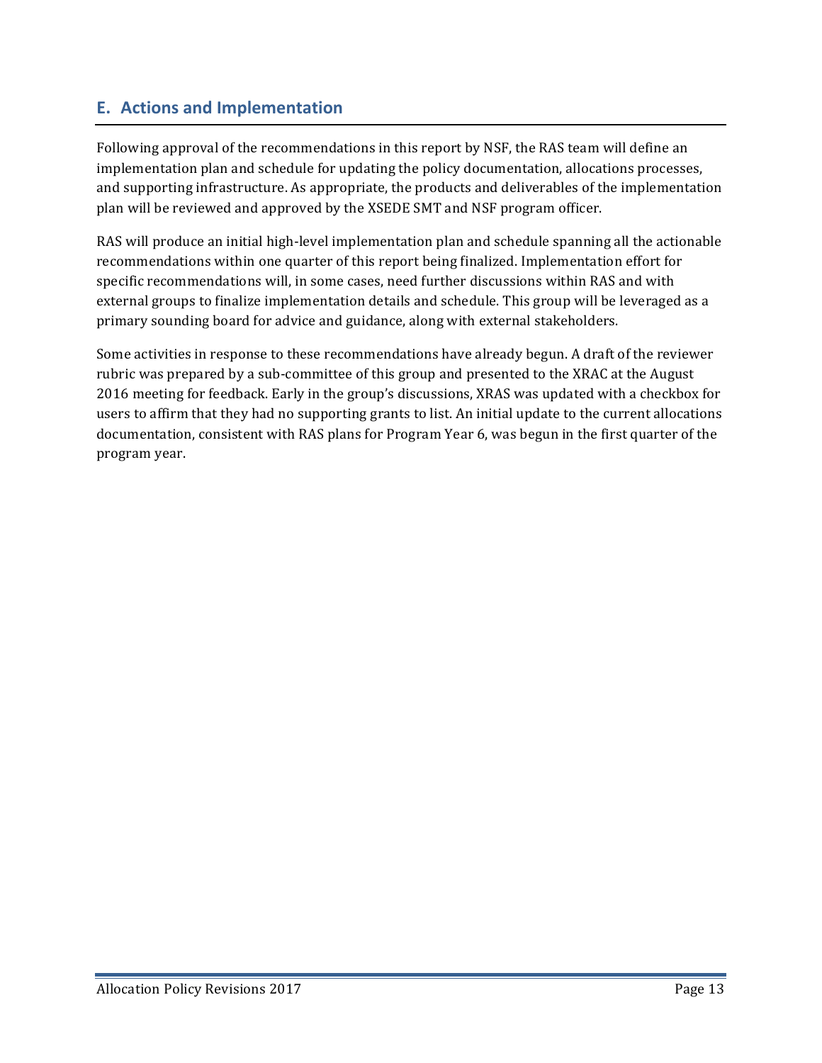## E. Actions and Implementation

Following approval of the recommendations in this report by NSF, the RAS team will define an implementation plan and schedule for updating the policy documentation, allocations processes, and supporting infrastructure. As appropriate, the products and deliverables of the implementation plan will be reviewed and approved by the XSEDE SMT and NSF program officer.

RAS will produce an initial high-level implementation plan and schedule spanning all the actionable recommendations within one quarter of this report being finalized. Implementation effort for specific recommendations will, in some cases, need further discussions within RAS and with external groups to finalize implementation details and schedule. This group will be leveraged as a primary sounding board for advice and guidance, along with external stakeholders.

Some activities in response to these recommendations have already begun. A draft of the reviewer rubric was prepared by a sub-committee of this group and presented to the XRAC at the August 2016 meeting for feedback. Early in the group's discussions, XRAS was updated with a checkbox for users to affirm that they had no supporting grants to list. An initial update to the current allocations documentation, consistent with RAS plans for Program Year 6, was begun in the first quarter of the program year.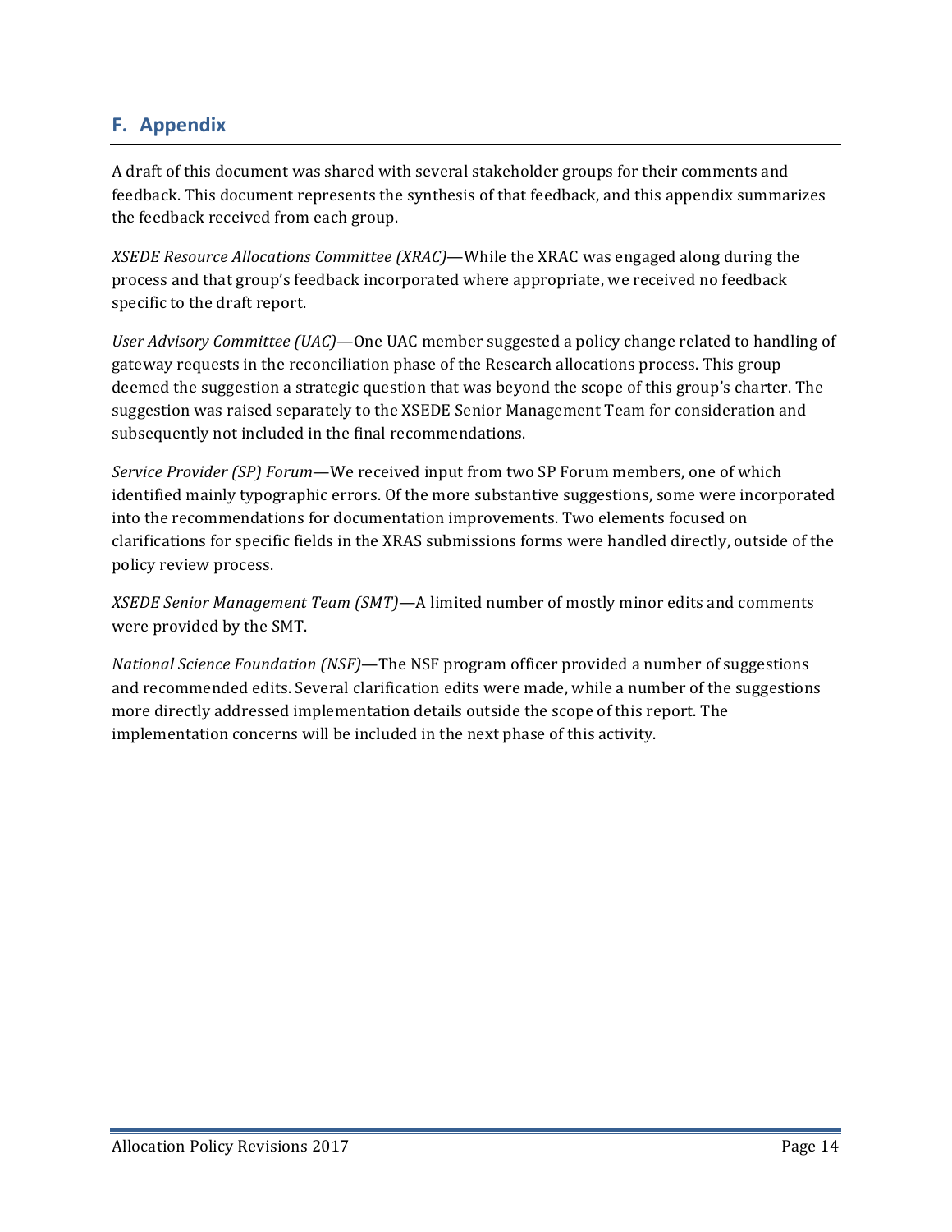## F. Appendix

A draft of this document was shared with several stakeholder groups for their comments and feedback. This document represents the synthesis of that feedback, and this appendix summarizes the feedback received from each group.

*XSEDE Resource Allocations Committee (XRAC)*—While the XRAC was engaged along during the process and that group's feedback incorporated where appropriate, we received no feedback specific to the draft report.

*User Advisory Committee (UAC)*—One UAC member suggested a policy change related to handling of gateway requests in the reconciliation phase of the Research allocations process. This group deemed the suggestion a strategic question that was beyond the scope of this group's charter. The suggestion was raised separately to the XSEDE Senior Management Team for consideration and subsequently not included in the final recommendations.

*Service Provider (SP) Forum*—We received input from two SP Forum members, one of which identified mainly typographic errors. Of the more substantive suggestions, some were incorporated into the recommendations for documentation improvements. Two elements focused on clarifications for specific fields in the XRAS submissions forms were handled directly, outside of the policy review process.

*XSEDE Senior Management Team (SMT)*—A limited number of mostly minor edits and comments were provided by the SMT.

*National Science Foundation (NSF)*—The NSF program officer provided a number of suggestions and recommended edits. Several clarification edits were made, while a number of the suggestions more directly addressed implementation details outside the scope of this report. The implementation concerns will be included in the next phase of this activity.